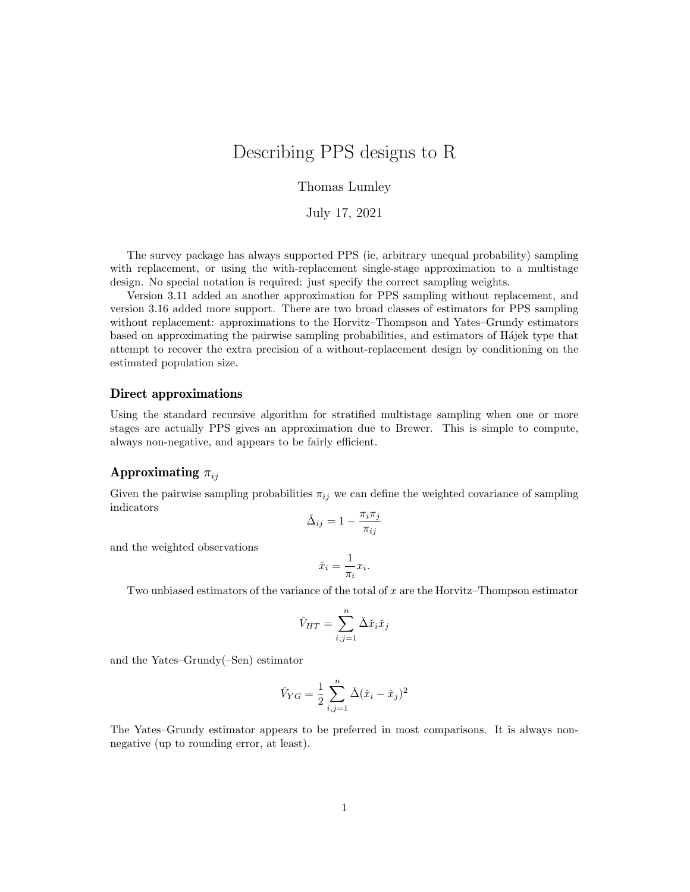# Describing PPS designs to R

Thomas Lumley

July 17, 2021

The survey package has always supported PPS (ie, arbitrary unequal probability) sampling with replacement, or using the with-replacement single-stage approximation to a multistage design. No special notation is required: just specify the correct sampling weights.

Version 3.11 added an another approximation for PPS sampling without replacement, and version 3.16 added more support. There are two broad classes of estimators for PPS sampling without replacement: approximations to the Horvitz–Thompson and Yates–Grundy estimators based on approximating the pairwise sampling probabilities, and estimators of Hájek type that attempt to recover the extra precision of a without-replacement design by conditioning on the estimated population size.

### Direct approximations

Using the standard recursive algorithm for stratified multistage sampling when one or more stages are actually PPS gives an approximation due to Brewer. This is simple to compute, always non-negative, and appears to be fairly efficient.

### Approximating $\pi_{ij}$

Given the pairwise sampling probabilities $\pi_{ij}$ we can define the weighted covariance of sampling indicators

$$\check{\Delta}_{ij} = 1 - \frac{\pi_i \pi_j}{\pi_{ij}}$$

and the weighted observations

$$\check{x}_i = \frac{1}{\pi_i} x_i.$$

Two unbiased estimators of the variance of the total of $x$ are the Horvitz–Thompson estimator

$$\hat{V}_{HT} = \sum_{i,j=1}^{n} \check{\Delta} \check{x}_i \check{x}_j$$

and the Yates–Grundy(–Sen) estimator

$$\hat{V}_{YG} = \frac{1}{2} \sum_{i,j=1}^{n} \check{\Delta} (\check{x}_i - \check{x}_j)^2$$

The Yates–Grundy estimator appears to be preferred in most comparisons. It is always non-negative (up to rounding error, at least).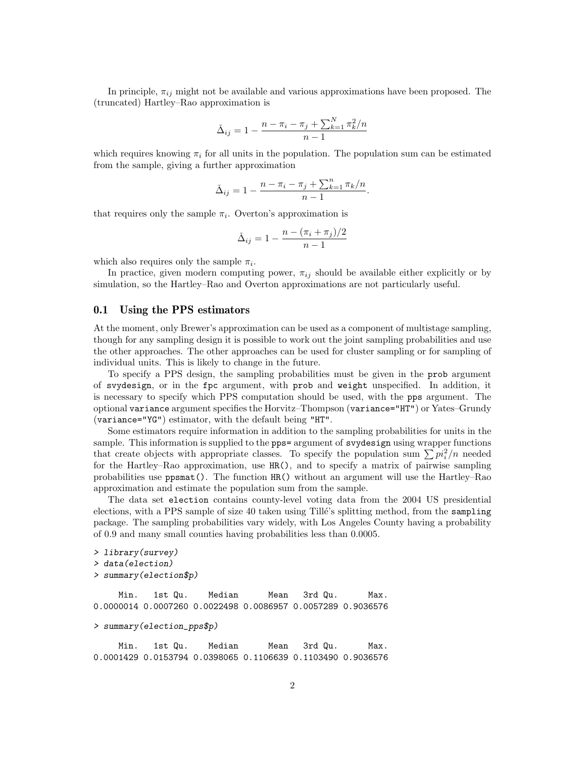In principle, $\pi_{ij}$ might not be available and various approximations have been proposed. The (truncated) Hartley–Rao approximation is

$$\check{\Delta}_{ij} = 1 - \frac{n - \pi_i - \pi_j + \sum_{k=1}^{N} \pi_k^2/n}{n-1}$$

which requires knowing $\pi_i$ for all units in the population. The population sum can be estimated from the sample, giving a further approximation

$$\check{\Delta}_{ij} = 1 - \frac{n - \pi_i - \pi_j + \sum_{k=1}^{n} \pi_k/n}{n-1}.$$

that requires only the sample $\pi_i$. Overton's approximation is

$$\check{\Delta}_{ij} = 1 - \frac{n - (\pi_i + \pi_j)/2}{n-1}$$

which also requires only the sample $\pi_i$.

In practice, given modern computing power, $\pi_{ij}$ should be available either explicitly or by simulation, so the Hartley–Rao and Overton approximations are not particularly useful.

## 0.1 Using the PPS estimators

At the moment, only Brewer's approximation can be used as a component of multistage sampling, though for any sampling design it is possible to work out the joint sampling probabilities and use the other approaches. The other approaches can be used for cluster sampling or for sampling of individual units. This is likely to change in the future.

To specify a PPS design, the sampling probabilities must be given in the `prob` argument of `svydesign`, or in the `fpc` argument, with `prob` and `weight` unspecified. In addition, it is necessary to specify which PPS computation should be used, with the `pps` argument. The optional `variance` argument specifies the Horvitz–Thompson (`variance="HT"`) or Yates–Grundy (`variance="YG"`) estimator, with the default being `"HT"`.

Some estimators require information in addition to the sampling probabilities for units in the sample. This information is supplied to the `pps=` argument of `svydesign` using wrapper functions that create objects with appropriate classes. To specify the population sum $\sum pi_i^2/n$ needed for the Hartley–Rao approximation, use `HR()`, and to specify a matrix of pairwise sampling probabilities use `ppsmat()`. The function `HR()` without an argument will use the Hartley–Rao approximation and estimate the population sum from the sample.

The data set `election` contains county-level voting data from the 2004 US presidential elections, with a PPS sample of size 40 taken using Tillé's splitting method, from the `sampling` package. The sampling probabilities vary widely, with Los Angeles County having a probability of 0.9 and many small counties having probabilities less than 0.0005.

```
> library(survey)
> data(election)
> summary(election$p)

     Min.   1st Qu.    Median      Mean   3rd Qu.      Max. 
0.0000014 0.0007260 0.0022498 0.0086957 0.0057289 0.9036576 

> summary(election_pps$p)

     Min.   1st Qu.    Median      Mean   3rd Qu.      Max. 
0.0001429 0.0153794 0.0398065 0.1106639 0.1103490 0.9036576 
```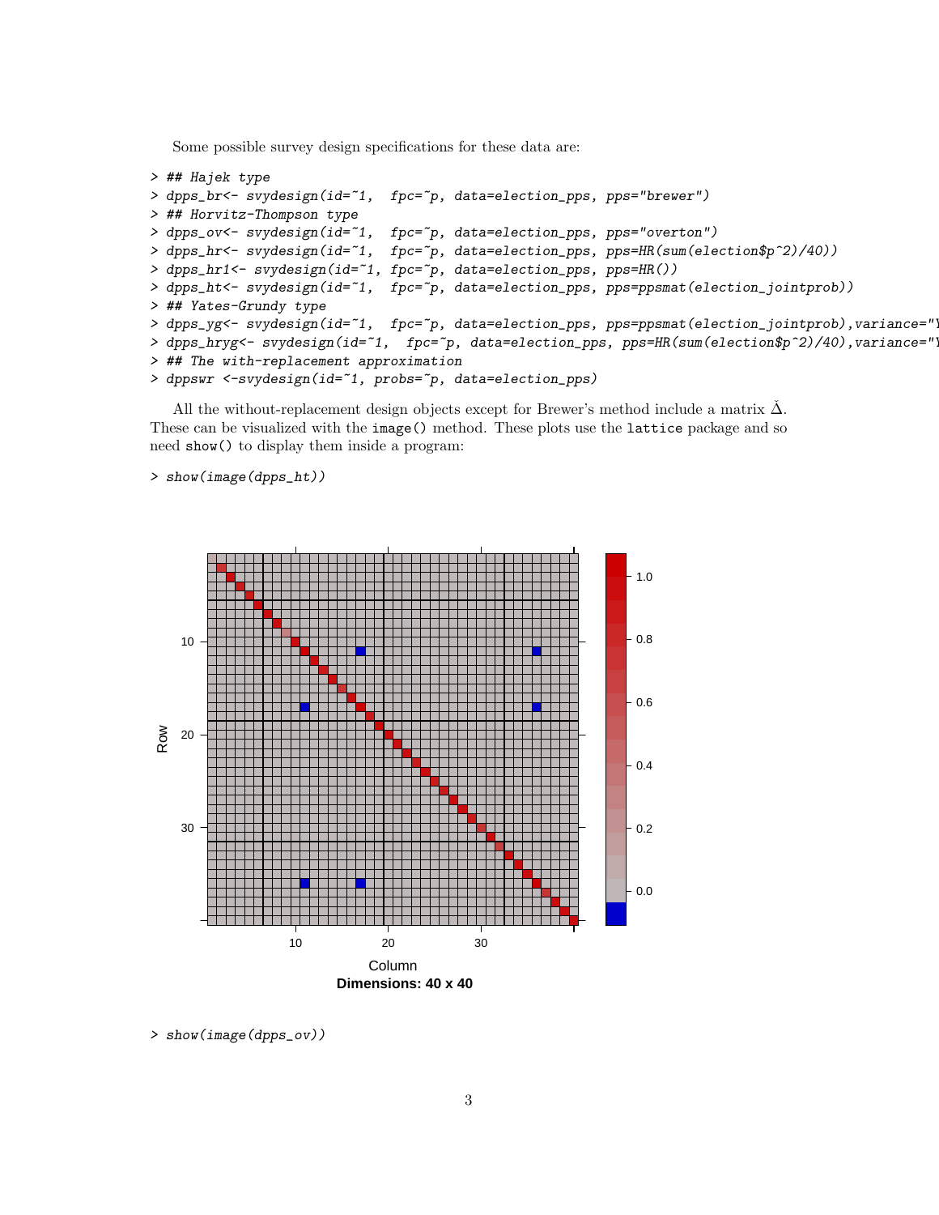Some possible survey design specifications for these data are:

```
> ## Hajek type
> dpps_br<- svydesign(id=~1,  fpc=~p, data=election_pps, pps="brewer")
> ## Horvitz-Thompson type
> dpps_ov<- svydesign(id=~1,  fpc=~p, data=election_pps, pps="overton")
> dpps_hr<- svydesign(id=~1,  fpc=~p, data=election_pps, pps=HR(sum(election$p^2)/40))
> dpps_hr1<- svydesign(id=~1, fpc=~p, data=election_pps, pps=HR())
> dpps_ht<- svydesign(id=~1,  fpc=~p, data=election_pps, pps=ppsmat(election_jointprob))
> ## Yates-Grundy type
> dpps_yg<- svydesign(id=~1,  fpc=~p, data=election_pps, pps=ppsmat(election_jointprob),variance="Y
> dpps_hryg<- svydesign(id=~1,  fpc=~p, data=election_pps, pps=HR(sum(election$p^2)/40),variance="Y
> ## The with-replacement approximation
> dppswr <-svydesign(id=~1, probs=~p, data=election_pps)
```

All the without-replacement design objects except for Brewer's method include a matrix $\check{\Delta}$. These can be visualized with the `image()` method. These plots use the `lattice` package and so need `show()` to display them inside a program:

```
> show(image(dpps_ht))
```

```
> show(image(dpps_ov))
```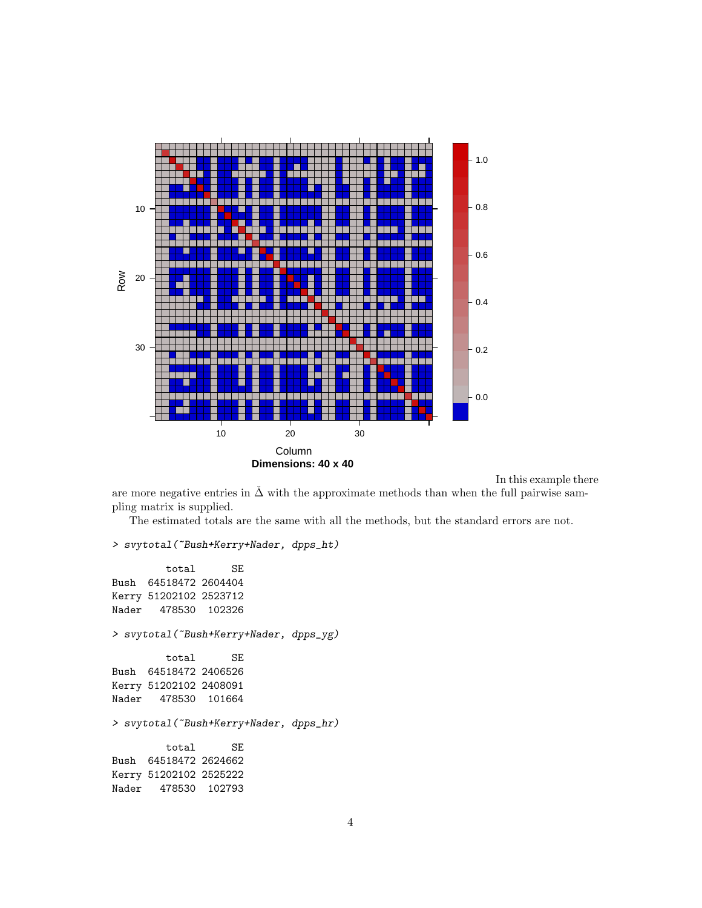In this example there are more negative entries in $\check{\Delta}$ with the approximate methods than when the full pairwise sampling matrix is supplied.

The estimated totals are the same with all the methods, but the standard errors are not.

```
> svytotal(~Bush+Kerry+Nader, dpps_ht)

         total      SE
Bush  64518472 2604404
Kerry 51202102 2523712
Nader   478530  102326

> svytotal(~Bush+Kerry+Nader, dpps_yg)

         total      SE
Bush  64518472 2406526
Kerry 51202102 2408091
Nader   478530  101664

> svytotal(~Bush+Kerry+Nader, dpps_hr)

         total      SE
Bush  64518472 2624662
Kerry 51202102 2525222
Nader   478530  102793
```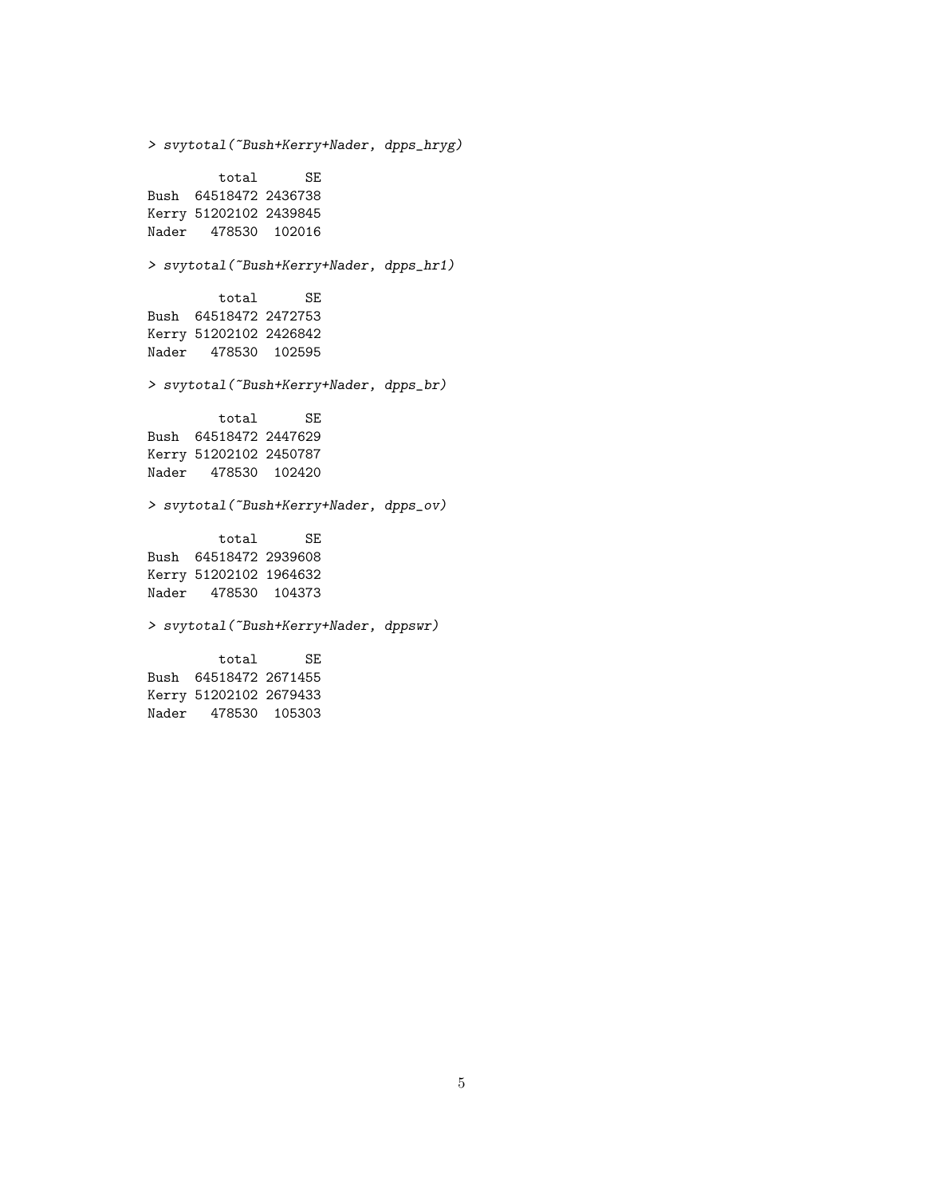```
> svytotal(~Bush+Kerry+Nader, dpps_hryg)

         total      SE
Bush  64518472 2436738
Kerry 51202102 2439845
Nader   478530  102016

> svytotal(~Bush+Kerry+Nader, dpps_hr1)

         total      SE
Bush  64518472 2472753
Kerry 51202102 2426842
Nader   478530  102595

> svytotal(~Bush+Kerry+Nader, dpps_br)

         total      SE
Bush  64518472 2447629
Kerry 51202102 2450787
Nader   478530  102420

> svytotal(~Bush+Kerry+Nader, dpps_ov)

         total      SE
Bush  64518472 2939608
Kerry 51202102 1964632
Nader   478530  104373

> svytotal(~Bush+Kerry+Nader, dppswr)

         total      SE
Bush  64518472 2671455
Kerry 51202102 2679433
Nader   478530  105303
```